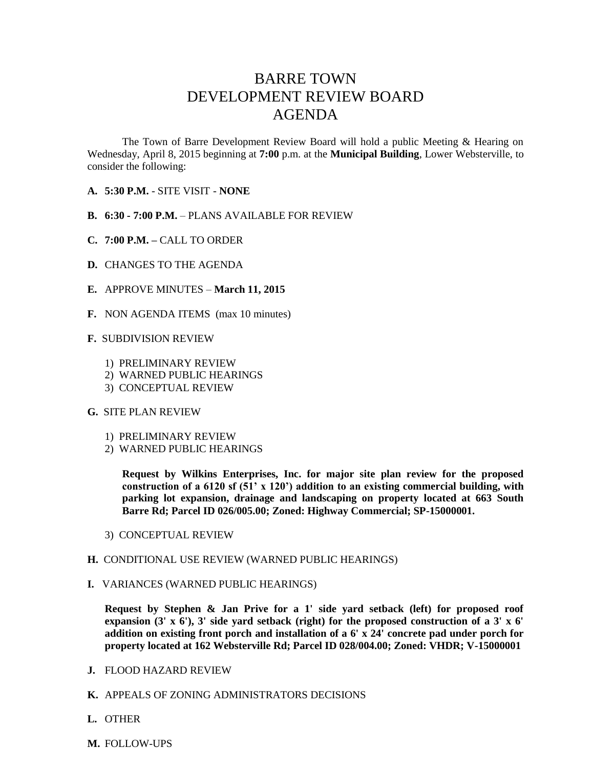# BARRE TOWN
# DEVELOPMENT REVIEW BOARD
# AGENDA

The Town of Barre Development Review Board will hold a public Meeting & Hearing on Wednesday, April 8, 2015 beginning at **7:00** p.m. at the **Municipal Building**, Lower Websterville, to consider the following:

**A. 5:30 P.M.** - SITE VISIT - **NONE**

**B. 6:30 - 7:00 P.M.** – PLANS AVAILABLE FOR REVIEW

**C. 7:00 P.M. –** CALL TO ORDER

**D.** CHANGES TO THE AGENDA

**E.** APPROVE MINUTES – **March 11, 2015**

**F.** NON AGENDA ITEMS (max 10 minutes)

**F.** SUBDIVISION REVIEW

1) PRELIMINARY REVIEW
2) WARNED PUBLIC HEARINGS
3) CONCEPTUAL REVIEW

**G.** SITE PLAN REVIEW

1) PRELIMINARY REVIEW
2) WARNED PUBLIC HEARINGS

   **Request by Wilkins Enterprises, Inc. for major site plan review for the proposed construction of a 6120 sf (51' x 120') addition to an existing commercial building, with parking lot expansion, drainage and landscaping on property located at 663 South Barre Rd; Parcel ID 026/005.00; Zoned: Highway Commercial; SP-15000001.**

3) CONCEPTUAL REVIEW

**H.** CONDITIONAL USE REVIEW (WARNED PUBLIC HEARINGS)

**I.** VARIANCES (WARNED PUBLIC HEARINGS)

**Request by Stephen & Jan Prive for a 1' side yard setback (left) for proposed roof expansion (3' x 6'), 3' side yard setback (right) for the proposed construction of a 3' x 6' addition on existing front porch and installation of a 6' x 24' concrete pad under porch for property located at 162 Websterville Rd; Parcel ID 028/004.00; Zoned: VHDR; V-15000001**

**J.** FLOOD HAZARD REVIEW

**K.** APPEALS OF ZONING ADMINISTRATORS DECISIONS

**L.** OTHER

**M.** FOLLOW-UPS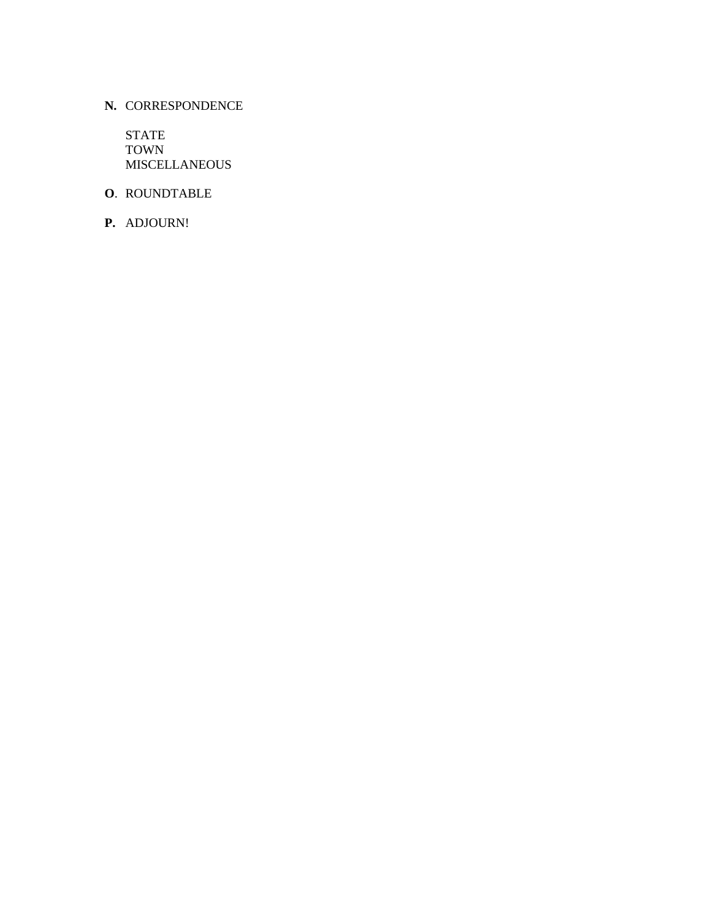**N.** CORRESPONDENCE

STATE
TOWN
MISCELLANEOUS

**O**. ROUNDTABLE

**P.** ADJOURN!